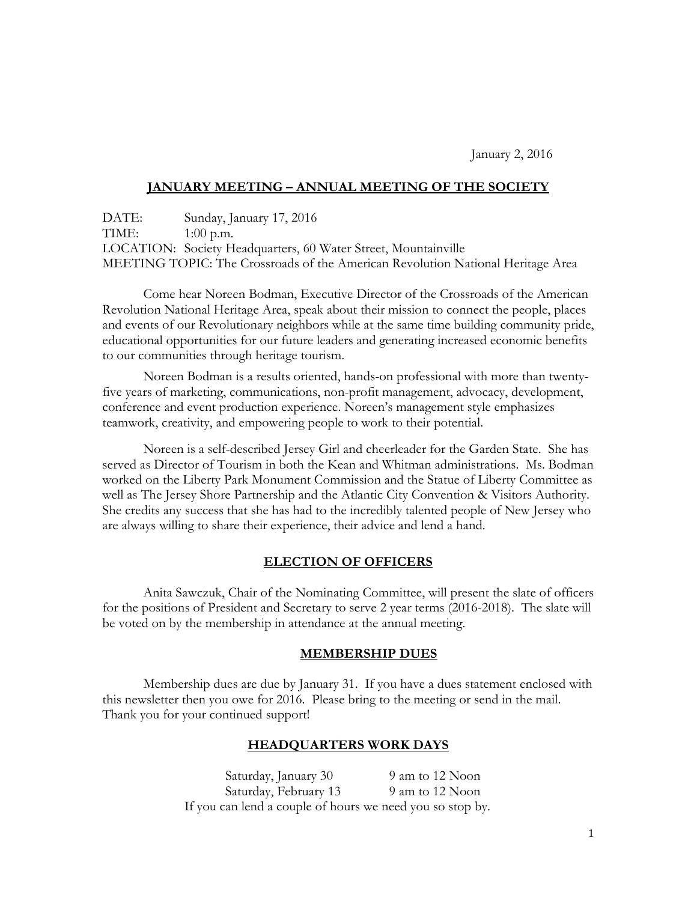January 2, 2016

## JANUARY MEETING – ANNUAL MEETING OF THE SOCIETY

DATE: Sunday, January 17, 2016
TIME: 1:00 p.m.
LOCATION: Society Headquarters, 60 Water Street, Mountainville
MEETING TOPIC: The Crossroads of the American Revolution National Heritage Area

Come hear Noreen Bodman, Executive Director of the Crossroads of the American Revolution National Heritage Area, speak about their mission to connect the people, places and events of our Revolutionary neighbors while at the same time building community pride, educational opportunities for our future leaders and generating increased economic benefits to our communities through heritage tourism.

Noreen Bodman is a results oriented, hands-on professional with more than twenty-five years of marketing, communications, non-profit management, advocacy, development, conference and event production experience. Noreen's management style emphasizes teamwork, creativity, and empowering people to work to their potential.

Noreen is a self-described Jersey Girl and cheerleader for the Garden State. She has served as Director of Tourism in both the Kean and Whitman administrations. Ms. Bodman worked on the Liberty Park Monument Commission and the Statue of Liberty Committee as well as The Jersey Shore Partnership and the Atlantic City Convention & Visitors Authority. She credits any success that she has had to the incredibly talented people of New Jersey who are always willing to share their experience, their advice and lend a hand.

## ELECTION OF OFFICERS

Anita Sawczuk, Chair of the Nominating Committee, will present the slate of officers for the positions of President and Secretary to serve 2 year terms (2016-2018). The slate will be voted on by the membership in attendance at the annual meeting.

## MEMBERSHIP DUES

Membership dues are due by January 31. If you have a dues statement enclosed with this newsletter then you owe for 2016. Please bring to the meeting or send in the mail. Thank you for your continued support!

## HEADQUARTERS WORK DAYS

Saturday, January 30 — 9 am to 12 Noon
Saturday, February 13 — 9 am to 12 Noon

If you can lend a couple of hours we need you so stop by.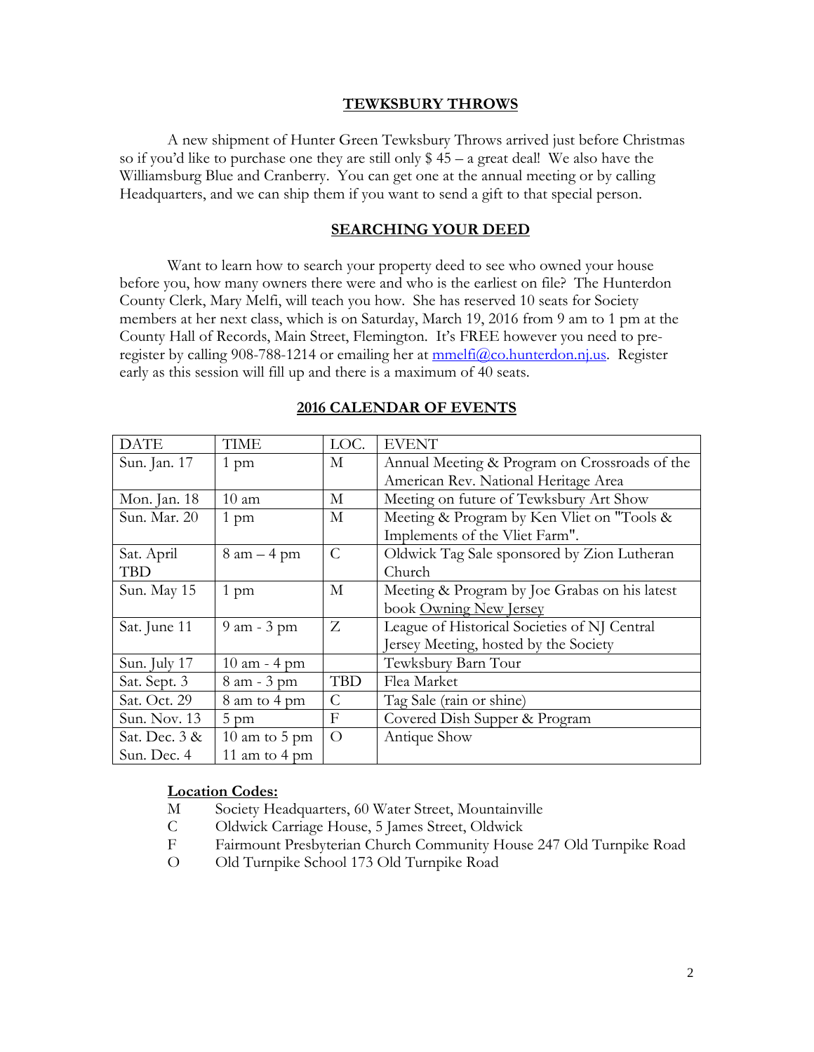## TEWKSBURY THROWS

A new shipment of Hunter Green Tewksbury Throws arrived just before Christmas so if you'd like to purchase one they are still only $ 45 – a great deal! We also have the Williamsburg Blue and Cranberry. You can get one at the annual meeting or by calling Headquarters, and we can ship them if you want to send a gift to that special person.

## SEARCHING YOUR DEED

Want to learn how to search your property deed to see who owned your house before you, how many owners there were and who is the earliest on file? The Hunterdon County Clerk, Mary Melfi, will teach you how. She has reserved 10 seats for Society members at her next class, which is on Saturday, March 19, 2016 from 9 am to 1 pm at the County Hall of Records, Main Street, Flemington. It's FREE however you need to pre-register by calling 908-788-1214 or emailing her at mmelfi@co.hunterdon.nj.us. Register early as this session will fill up and there is a maximum of 40 seats.

## 2016 CALENDAR OF EVENTS

| DATE | TIME | LOC. | EVENT |
|---|---|---|---|
| Sun. Jan. 17 | 1 pm | M | Annual Meeting & Program on Crossroads of the American Rev. National Heritage Area |
| Mon. Jan. 18 | 10 am | M | Meeting on future of Tewksbury Art Show |
| Sun. Mar. 20 | 1 pm | M | Meeting & Program by Ken Vliet on "Tools & Implements of the Vliet Farm". |
| Sat. April TBD | 8 am – 4 pm | C | Oldwick Tag Sale sponsored by Zion Lutheran Church |
| Sun. May 15 | 1 pm | M | Meeting & Program by Joe Grabas on his latest book Owning New Jersey |
| Sat. June 11 | 9 am - 3 pm | Z | League of Historical Societies of NJ Central Jersey Meeting, hosted by the Society |
| Sun. July 17 | 10 am - 4 pm | | Tewksbury Barn Tour |
| Sat. Sept. 3 | 8 am - 3 pm | TBD | Flea Market |
| Sat. Oct. 29 | 8 am to 4 pm | C | Tag Sale (rain or shine) |
| Sun. Nov. 13 | 5 pm | F | Covered Dish Supper & Program |
| Sat. Dec. 3 & Sun. Dec. 4 | 10 am to 5 pm 11 am to 4 pm | O | Antique Show |

**Location Codes:**

M Society Headquarters, 60 Water Street, Mountainville
C Oldwick Carriage House, 5 James Street, Oldwick
F Fairmount Presbyterian Church Community House 247 Old Turnpike Road
O Old Turnpike School 173 Old Turnpike Road